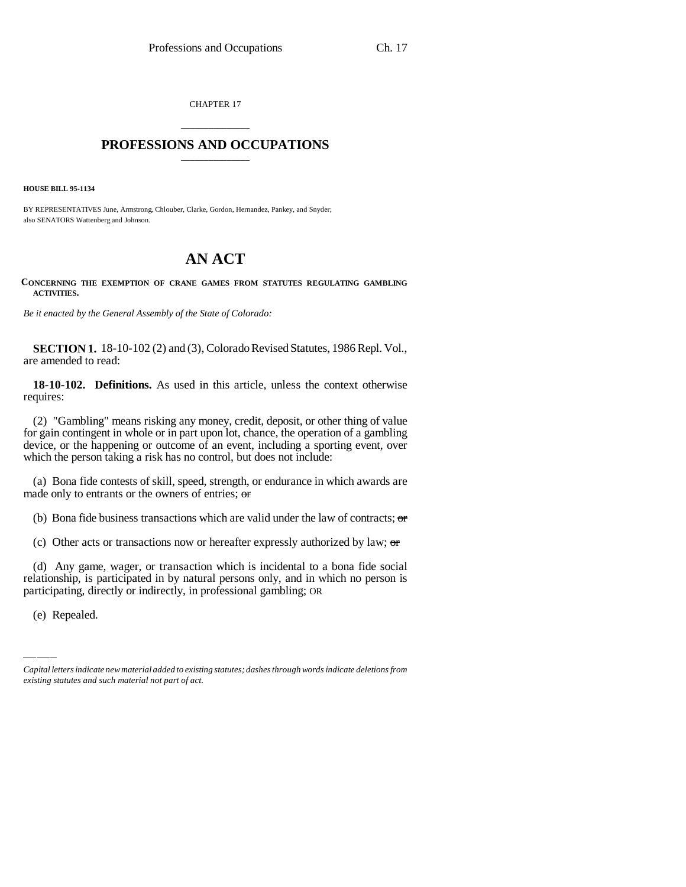CHAPTER 17

# PROFESSIONS AND OCCUPATIONS

**HOUSE BILL 95-1134**

BY REPRESENTATIVES June, Armstrong, Chlouber, Clarke, Gordon, Hernandez, Pankey, and Snyder; also SENATORS Wattenberg and Johnson.

# AN ACT

**CONCERNING THE EXEMPTION OF CRANE GAMES FROM STATUTES REGULATING GAMBLING ACTIVITIES.**

*Be it enacted by the General Assembly of the State of Colorado:*

**SECTION 1.** 18-10-102 (2) and (3), Colorado Revised Statutes, 1986 Repl. Vol., are amended to read:

**18-10-102. Definitions.** As used in this article, unless the context otherwise requires:

(2) "Gambling" means risking any money, credit, deposit, or other thing of value for gain contingent in whole or in part upon lot, chance, the operation of a gambling device, or the happening or outcome of an event, including a sporting event, over which the person taking a risk has no control, but does not include:

(a) Bona fide contests of skill, speed, strength, or endurance in which awards are made only to entrants or the owners of entries; ~~or~~

(b) Bona fide business transactions which are valid under the law of contracts; ~~or~~

(c) Other acts or transactions now or hereafter expressly authorized by law; ~~or~~

(d) Any game, wager, or transaction which is incidental to a bona fide social relationship, is participated in by natural persons only, and in which no person is participating, directly or indirectly, in professional gambling; OR

(e) Repealed.

---

*Capital letters indicate new material added to existing statutes; dashes through words indicate deletions from existing statutes and such material not part of act.*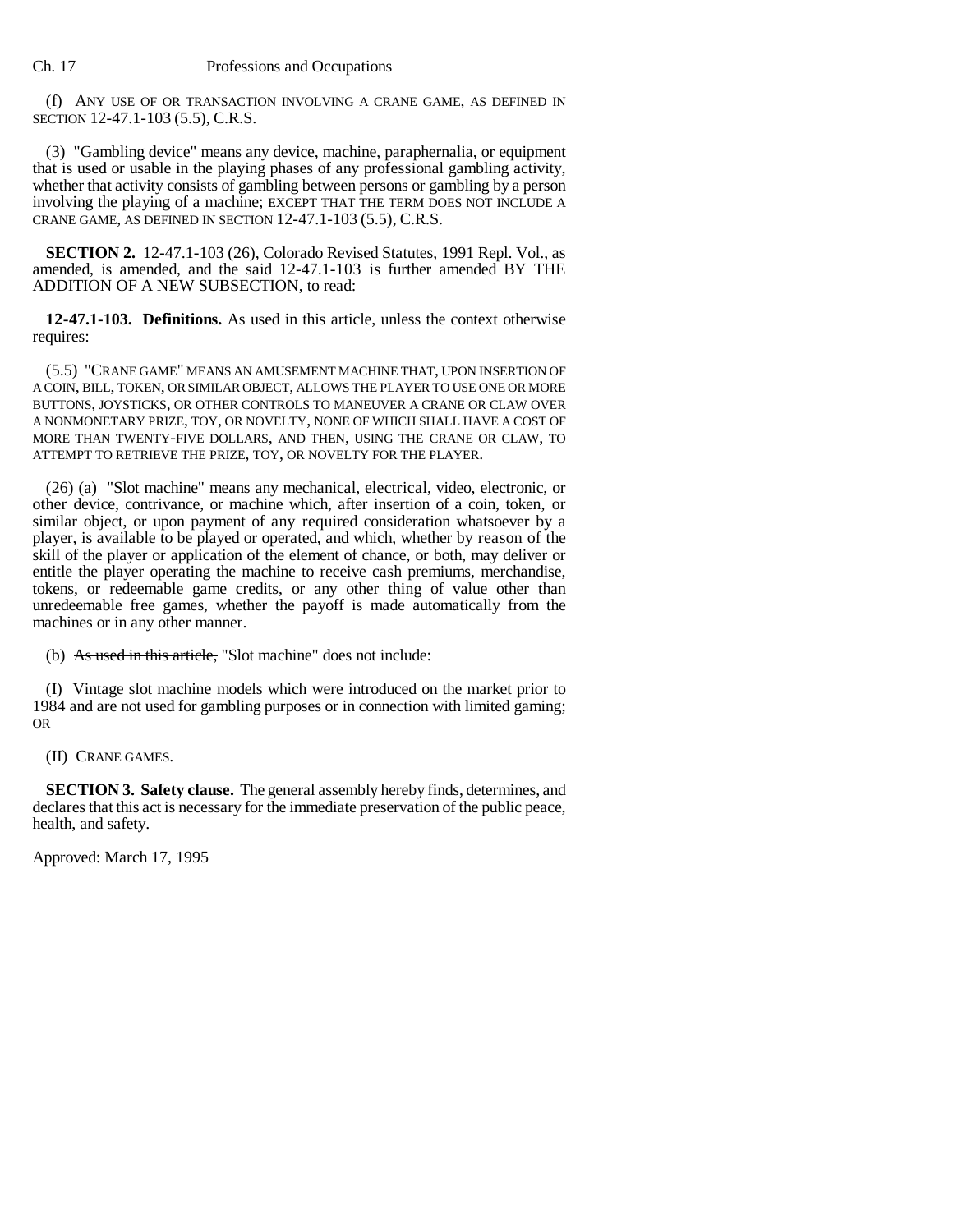(f) ANY USE OF OR TRANSACTION INVOLVING A CRANE GAME, AS DEFINED IN SECTION 12-47.1-103 (5.5), C.R.S.

(3) "Gambling device" means any device, machine, paraphernalia, or equipment that is used or usable in the playing phases of any professional gambling activity, whether that activity consists of gambling between persons or gambling by a person involving the playing of a machine; EXCEPT THAT THE TERM DOES NOT INCLUDE A CRANE GAME, AS DEFINED IN SECTION 12-47.1-103 (5.5), C.R.S.

**SECTION 2.** 12-47.1-103 (26), Colorado Revised Statutes, 1991 Repl. Vol., as amended, is amended, and the said 12-47.1-103 is further amended BY THE ADDITION OF A NEW SUBSECTION, to read:

**12-47.1-103. Definitions.** As used in this article, unless the context otherwise requires:

(5.5) "CRANE GAME" MEANS AN AMUSEMENT MACHINE THAT, UPON INSERTION OF A COIN, BILL, TOKEN, OR SIMILAR OBJECT, ALLOWS THE PLAYER TO USE ONE OR MORE BUTTONS, JOYSTICKS, OR OTHER CONTROLS TO MANEUVER A CRANE OR CLAW OVER A NONMONETARY PRIZE, TOY, OR NOVELTY, NONE OF WHICH SHALL HAVE A COST OF MORE THAN TWENTY-FIVE DOLLARS, AND THEN, USING THE CRANE OR CLAW, TO ATTEMPT TO RETRIEVE THE PRIZE, TOY, OR NOVELTY FOR THE PLAYER.

(26) (a) "Slot machine" means any mechanical, electrical, video, electronic, or other device, contrivance, or machine which, after insertion of a coin, token, or similar object, or upon payment of any required consideration whatsoever by a player, is available to be played or operated, and which, whether by reason of the skill of the player or application of the element of chance, or both, may deliver or entitle the player operating the machine to receive cash premiums, merchandise, tokens, or redeemable game credits, or any other thing of value other than unredeemable free games, whether the payoff is made automatically from the machines or in any other manner.

(b) ~~As used in this article,~~ "Slot machine" does not include:

(I) Vintage slot machine models which were introduced on the market prior to 1984 and are not used for gambling purposes or in connection with limited gaming; OR

(II) CRANE GAMES.

**SECTION 3. Safety clause.** The general assembly hereby finds, determines, and declares that this act is necessary for the immediate preservation of the public peace, health, and safety.

Approved: March 17, 1995